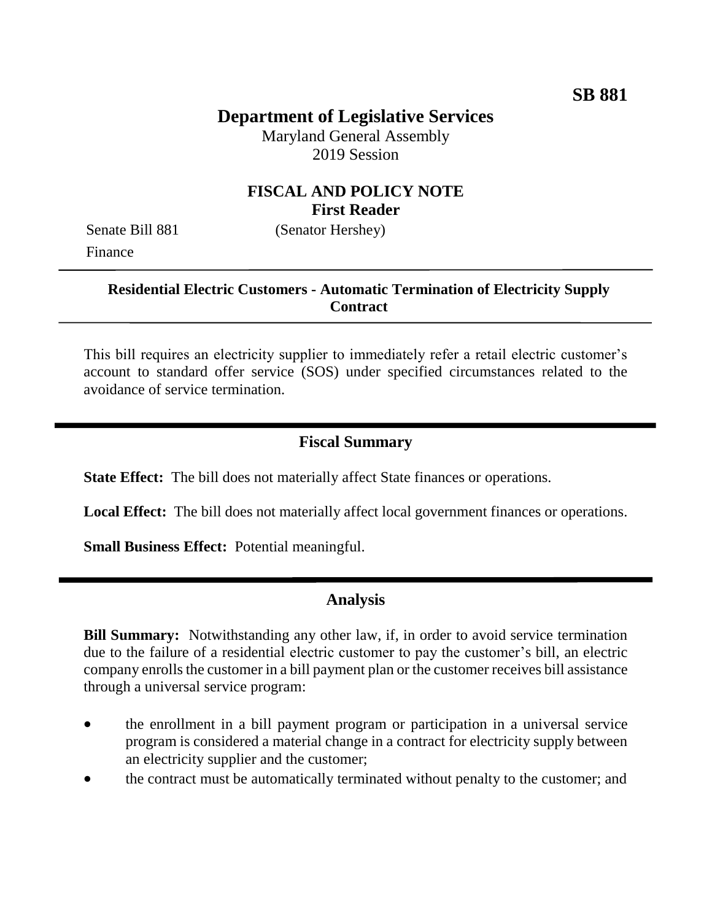**SB 881**

# Department of Legislative Services

Maryland General Assembly
2019 Session

## FISCAL AND POLICY NOTE
**First Reader**

Senate Bill 881 (Senator Hershey)
Finance

---

**Residential Electric Customers - Automatic Termination of Electricity Supply Contract**

---

This bill requires an electricity supplier to immediately refer a retail electric customer's account to standard offer service (SOS) under specified circumstances related to the avoidance of service termination.

## Fiscal Summary

**State Effect:** The bill does not materially affect State finances or operations.

**Local Effect:** The bill does not materially affect local government finances or operations.

**Small Business Effect:** Potential meaningful.

## Analysis

**Bill Summary:** Notwithstanding any other law, if, in order to avoid service termination due to the failure of a residential electric customer to pay the customer's bill, an electric company enrolls the customer in a bill payment plan or the customer receives bill assistance through a universal service program:

- the enrollment in a bill payment program or participation in a universal service program is considered a material change in a contract for electricity supply between an electricity supplier and the customer;
- the contract must be automatically terminated without penalty to the customer; and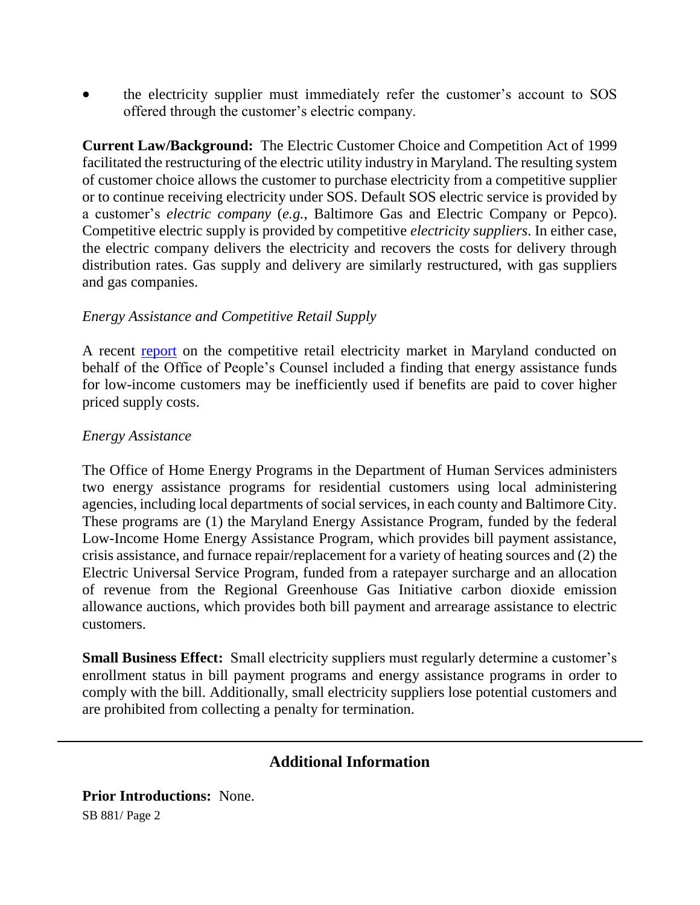- the electricity supplier must immediately refer the customer's account to SOS offered through the customer's electric company.

**Current Law/Background:** The Electric Customer Choice and Competition Act of 1999 facilitated the restructuring of the electric utility industry in Maryland. The resulting system of customer choice allows the customer to purchase electricity from a competitive supplier or to continue receiving electricity under SOS. Default SOS electric service is provided by a customer's *electric company* (*e.g.*, Baltimore Gas and Electric Company or Pepco). Competitive electric supply is provided by competitive *electricity suppliers*. In either case, the electric company delivers the electricity and recovers the costs for delivery through distribution rates. Gas supply and delivery are similarly restructured, with gas suppliers and gas companies.

*Energy Assistance and Competitive Retail Supply*

A recent report on the competitive retail electricity market in Maryland conducted on behalf of the Office of People's Counsel included a finding that energy assistance funds for low-income customers may be inefficiently used if benefits are paid to cover higher priced supply costs.

*Energy Assistance*

The Office of Home Energy Programs in the Department of Human Services administers two energy assistance programs for residential customers using local administering agencies, including local departments of social services, in each county and Baltimore City. These programs are (1) the Maryland Energy Assistance Program, funded by the federal Low-Income Home Energy Assistance Program, which provides bill payment assistance, crisis assistance, and furnace repair/replacement for a variety of heating sources and (2) the Electric Universal Service Program, funded from a ratepayer surcharge and an allocation of revenue from the Regional Greenhouse Gas Initiative carbon dioxide emission allowance auctions, which provides both bill payment and arrearage assistance to electric customers.

**Small Business Effect:** Small electricity suppliers must regularly determine a customer's enrollment status in bill payment programs and energy assistance programs in order to comply with the bill. Additionally, small electricity suppliers lose potential customers and are prohibited from collecting a penalty for termination.

---

## Additional Information

**Prior Introductions:** None.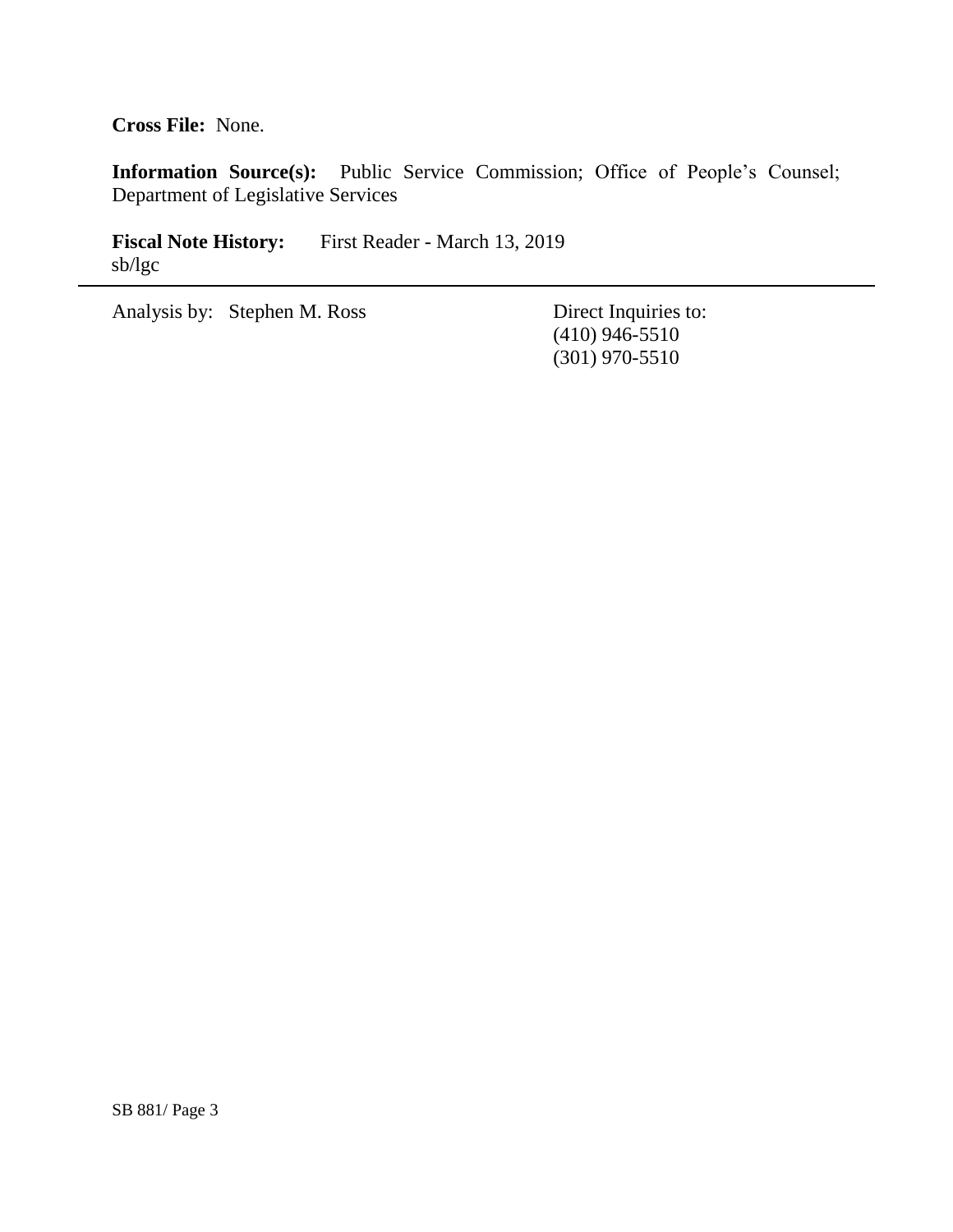**Cross File:** None.

**Information Source(s):** Public Service Commission; Office of People's Counsel; Department of Legislative Services

**Fiscal Note History:** First Reader - March 13, 2019
sb/lgc

---

Analysis by: Stephen M. Ross

Direct Inquiries to:
(410) 946-5510
(301) 970-5510